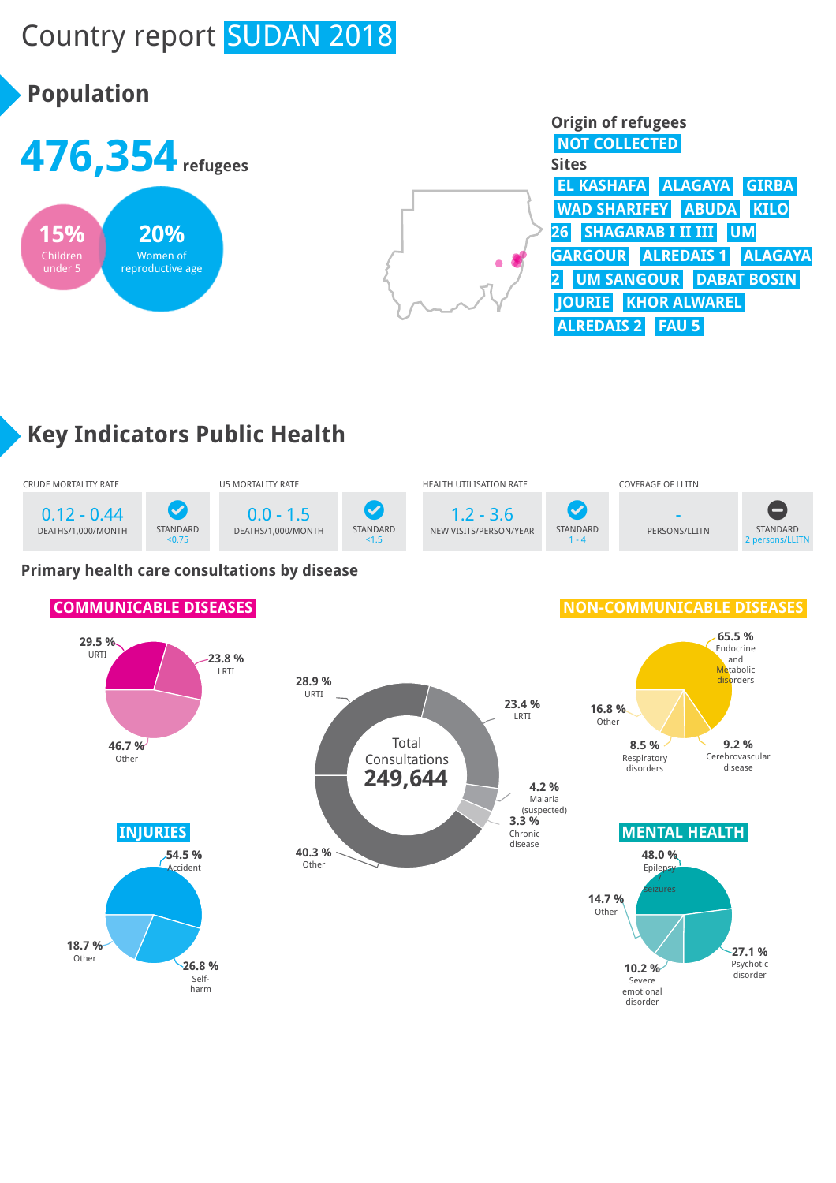# Country report SUDAN 2018

## Population

**476,354** refugees

**15%** Children under 5

**20%** Women of reproductive age

**Origin of refugees**

NOT COLLECTED

**Sites**

EL KASHAFA, ALAGAYA, GIRBA, WAD SHARIFEY, ABUDA, KILO 26, SHAGARAB I II III, UM GARGOUR, ALREDAIS 1, ALAGAYA 2, UM SANGOUR, DABAT BOSIN, JOURIE, KHOR ALWAREL, ALREDAIS 2, FAU 5

## Key Indicators Public Health

| CRUDE MORTALITY RATE | | U5 MORTALITY RATE | | HEALTH UTILISATION RATE | | COVERAGE OF LLITN | |
|---|---|---|---|---|---|---|---|
| 0.12 - 0.44 DEATHS/1,000/MONTH | STANDARD <0.75 | 0.0 - 1.5 DEATHS/1,000/MONTH | STANDARD <1.5 | 1.2 - 3.6 NEW VISITS/PERSON/YEAR | STANDARD 1 - 4 | - PERSONS/LLITN | STANDARD 2 persons/LLITN |

### Primary health care consultations by disease

**Total Consultations 249,644**

- 28.9 % URTI
- 23.4 % LRTI
- 4.2 % Malaria (suspected)
- 3.3 % Chronic disease
- 40.3 % Other

**COMMUNICABLE DISEASES**

- 29.5 % URTI
- 23.8 % LRTI
- 46.7 % Other

**NON-COMMUNICABLE DISEASES**

- 65.5 % Endocrine and Metabolic disorders
- 16.8 % Other
- 8.5 % Respiratory disorders
- 9.2 % Cerebrovascular disease

**INJURIES**

- 54.5 % Accident
- 18.7 % Other
- 26.8 % Self-harm

**MENTAL HEALTH**

- 48.0 % Epilepsy seizures
- 14.7 % Other
- 10.2 % Severe emotional disorder
- 27.1 % Psychotic disorder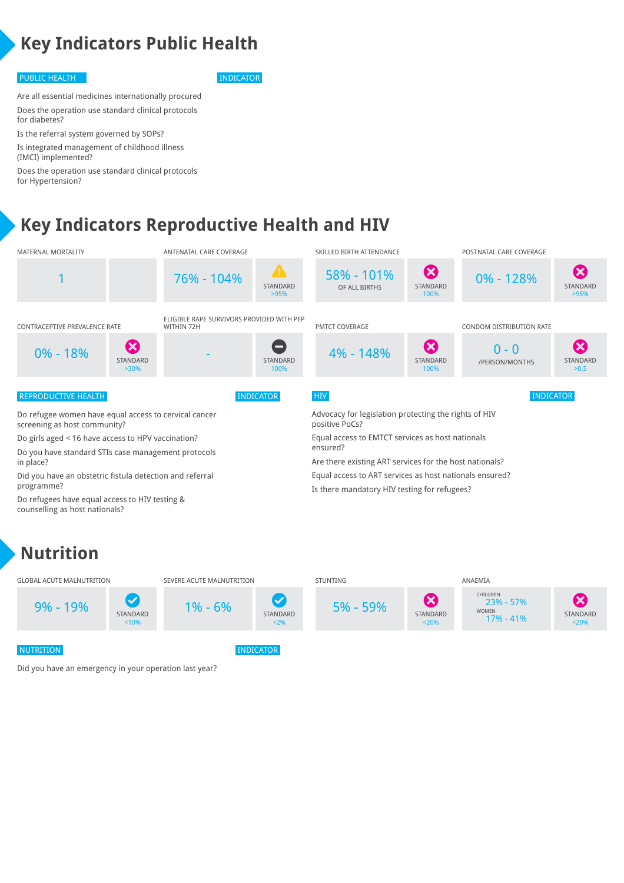# Key Indicators Public Health

| PUBLIC HEALTH | INDICATOR |
|---|---|
| Are all essential medicines internationally procured | |
| Does the operation use standard clinical protocols for diabetes? | |
| Is the referral system governed by SOPs? | |
| Is integrated management of childhood illness (IMCI) implemented? | |
| Does the operation use standard clinical protocols for Hypertension? | |

# Key Indicators Reproductive Health and HIV

| Indicator | Value | Standard |
|---|---|---|
| MATERNAL MORTALITY | 1 | |
| ANTENATAL CARE COVERAGE | 76% - 104% | STANDARD >95% |
| SKILLED BIRTH ATTENDANCE | 58% - 101% OF ALL BIRTHS | STANDARD 100% |
| POSTNATAL CARE COVERAGE | 0% - 128% | STANDARD >95% |
| CONTRACEPTIVE PREVALENCE RATE | 0% - 18% | STANDARD >30% |
| ELIGIBLE RAPE SURVIVORS PROVIDED WITH PEP WITHIN 72H | - | STANDARD 100% |
| PMTCT COVERAGE | 4% - 148% | STANDARD 100% |
| CONDOM DISTRIBUTION RATE | 0 - 0 /PERSON/MONTHS | STANDARD >0.5 |

| REPRODUCTIVE HEALTH | INDICATOR |
|---|---|
| Do refugee women have equal access to cervical cancer screening as host community? | |
| Do girls aged < 16 have access to HPV vaccination? | |
| Do you have standard STIs case management protocols in place? | |
| Did you have an obstetric fistula detection and referral programme? | |
| Do refugees have equal access to HIV testing & counselling as host nationals? | |

| HIV | INDICATOR |
|---|---|
| Advocacy for legislation protecting the rights of HIV positive PoCs? | |
| Equal access to EMTCT services as host nationals ensured? | |
| Are there existing ART services for the host nationals? | |
| Equal access to ART services as host nationals ensured? | |
| Is there mandatory HIV testing for refugees? | |

# Nutrition

| Indicator | Value | Standard |
|---|---|---|
| GLOBAL ACUTE MALNUTRITION | 9% - 19% | STANDARD <10% |
| SEVERE ACUTE MALNUTRITION | 1% - 6% | STANDARD <2% |
| STUNTING | 5% - 59% | STANDARD <20% |
| ANAEMIA | CHILDREN 23% - 57%; WOMEN 17% - 41% | STANDARD <20% |

| NUTRITION | INDICATOR |
|---|---|
| Did you have an emergency in your operation last year? | |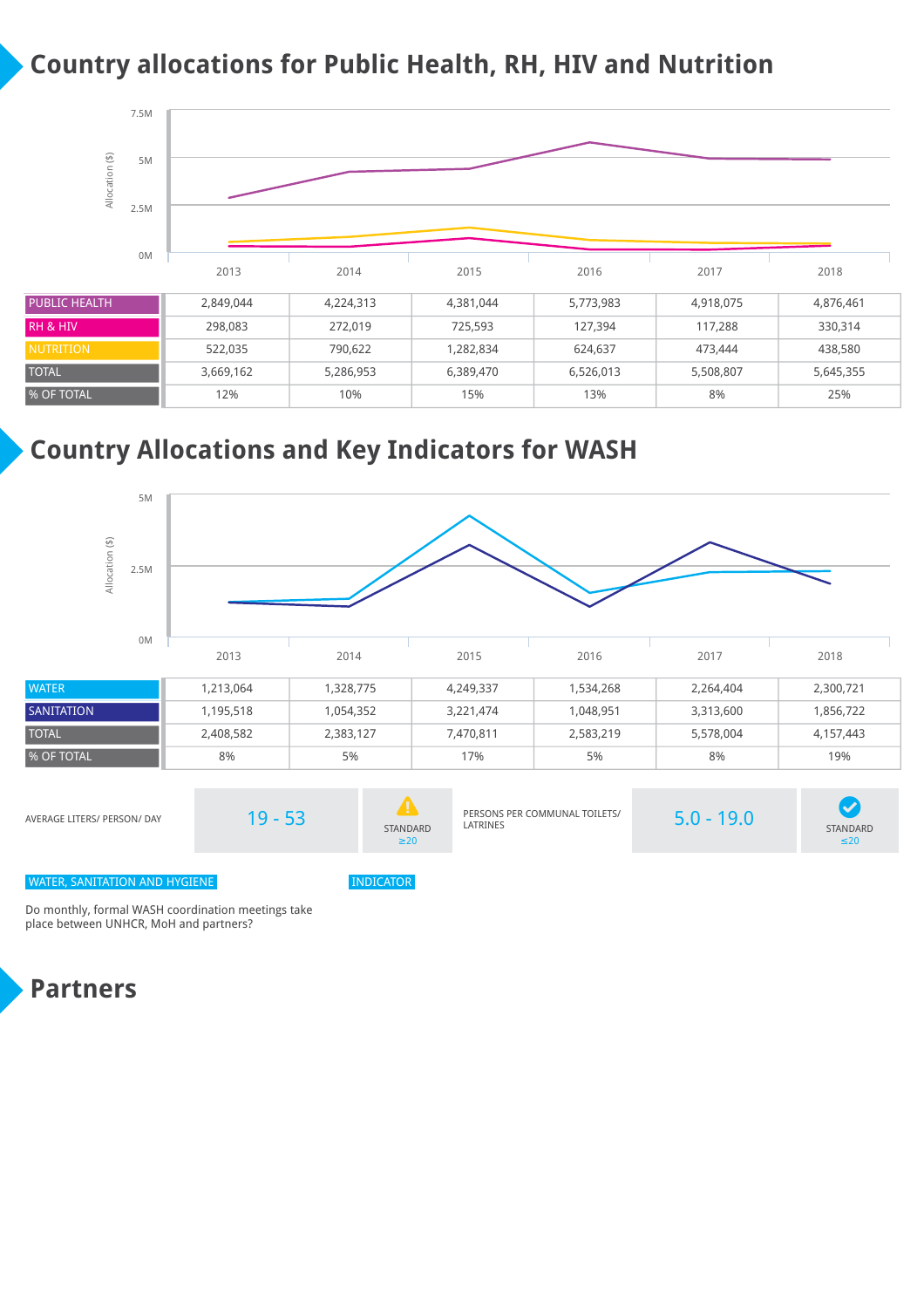## Country allocations for Public Health, RH, HIV and Nutrition

7.5M
5M
2.5M
0M
Allocation ($)
2013 2014 2015 2016 2017 2018

| | 2013 | 2014 | 2015 | 2016 | 2017 | 2018 |
|---|---|---|---|---|---|---|
| PUBLIC HEALTH | 2,849,044 | 4,224,313 | 4,381,044 | 5,773,983 | 4,918,075 | 4,876,461 |
| RH & HIV | 298,083 | 272,019 | 725,593 | 127,394 | 117,288 | 330,314 |
| NUTRITION | 522,035 | 790,622 | 1,282,834 | 624,637 | 473,444 | 438,580 |
| TOTAL | 3,669,162 | 5,286,953 | 6,389,470 | 6,526,013 | 5,508,807 | 5,645,355 |
| % OF TOTAL | 12% | 10% | 15% | 13% | 8% | 25% |

## Country Allocations and Key Indicators for WASH

5M
2.5M
0M
Allocation ($)
2013 2014 2015 2016 2017 2018

| | 2013 | 2014 | 2015 | 2016 | 2017 | 2018 |
|---|---|---|---|---|---|---|
| WATER | 1,213,064 | 1,328,775 | 4,249,337 | 1,534,268 | 2,264,404 | 2,300,721 |
| SANITATION | 1,195,518 | 1,054,352 | 3,221,474 | 1,048,951 | 3,313,600 | 1,856,722 |
| TOTAL | 2,408,582 | 2,383,127 | 7,470,811 | 2,583,219 | 5,578,004 | 4,157,443 |
| % OF TOTAL | 8% | 5% | 17% | 5% | 8% | 19% |

| AVERAGE LITERS/ PERSON/ DAY | 19 - 53 | STANDARD ≥20 | PERSONS PER COMMUNAL TOILETS/ LATRINES | 5.0 - 19.0 | STANDARD ≤20 |
|---|---|---|---|---|---|

| WATER, SANITATION AND HYGIENE | INDICATOR |
|---|---|
| Do monthly, formal WASH coordination meetings take place between UNHCR, MoH and partners? | |

## Partners